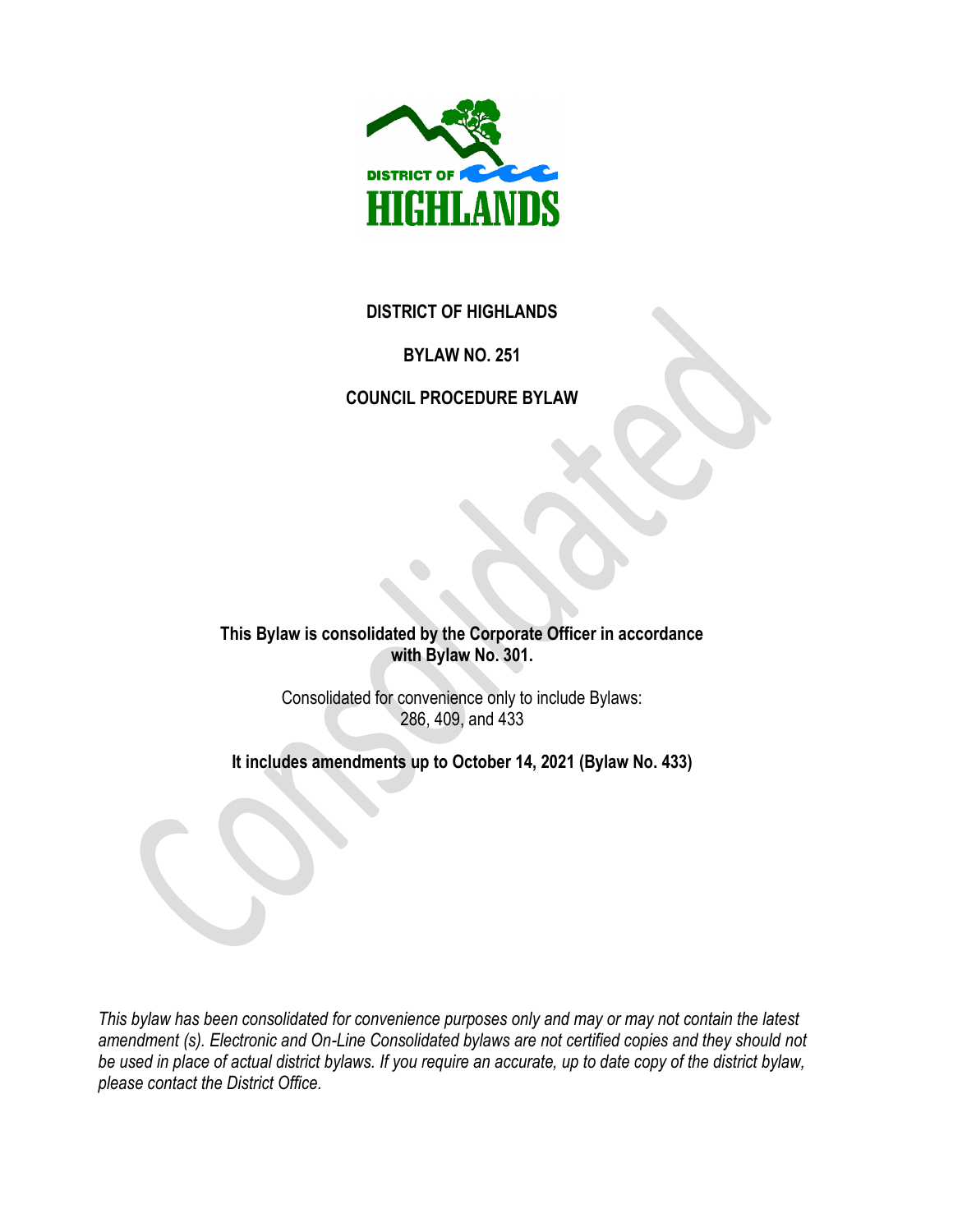**DISTRICT OF HIGHLANDS**

**BYLAW NO. 251**

**COUNCIL PROCEDURE BYLAW**

**This Bylaw is consolidated by the Corporate Officer in accordance with Bylaw No. 301.**

Consolidated for convenience only to include Bylaws:
286, 409, and 433

**It includes amendments up to October 14, 2021 (Bylaw No. 433)**

*This bylaw has been consolidated for convenience purposes only and may or may not contain the latest amendment (s). Electronic and On-Line Consolidated bylaws are not certified copies and they should not be used in place of actual district bylaws. If you require an accurate, up to date copy of the district bylaw, please contact the District Office.*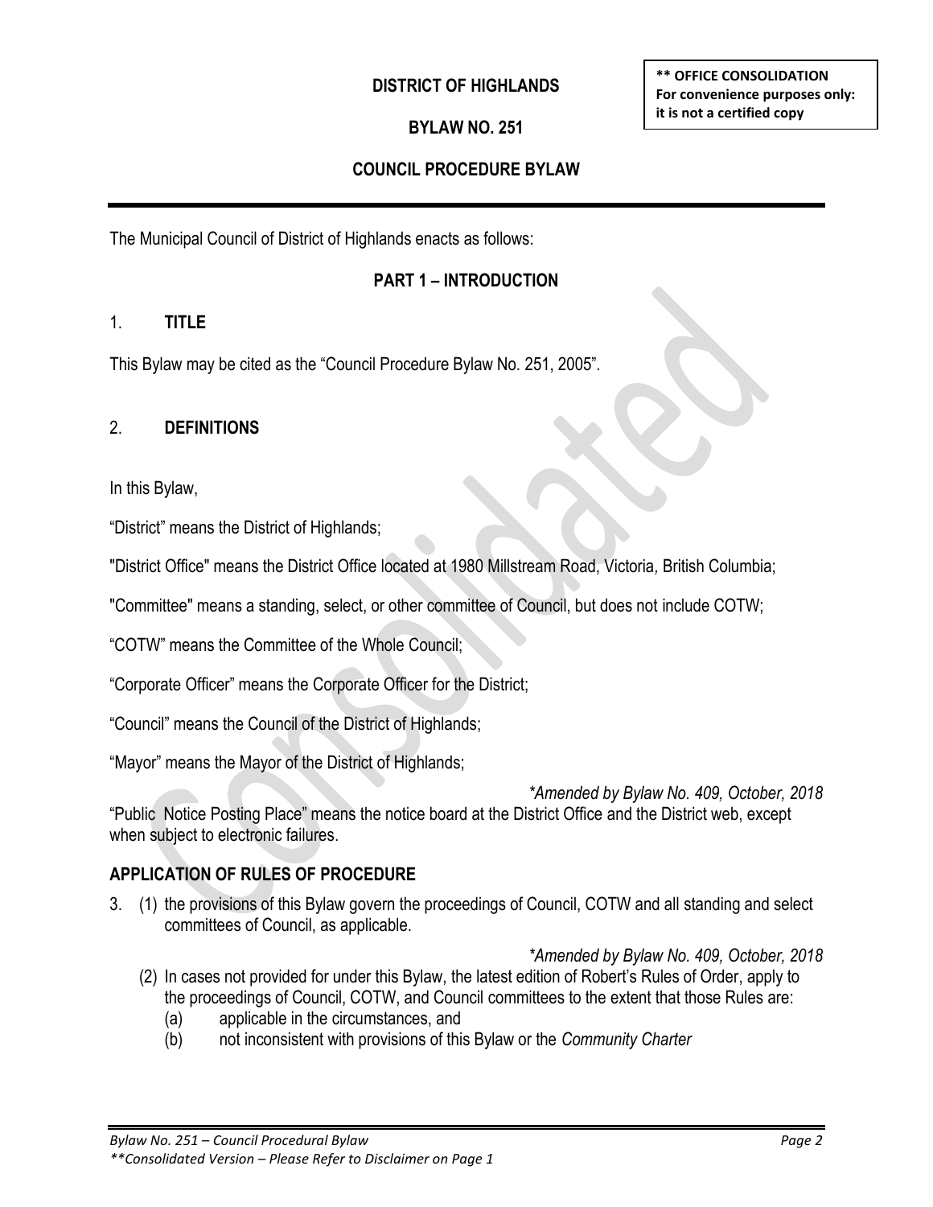**DISTRICT OF HIGHLANDS**

**BYLAW NO. 251**

**COUNCIL PROCEDURE BYLAW**

**** OFFICE CONSOLIDATION**
**For convenience purposes only: it is not a certified copy**

The Municipal Council of District of Highlands enacts as follows:

## PART 1 – INTRODUCTION

### 1. TITLE

This Bylaw may be cited as the "Council Procedure Bylaw No. 251, 2005".

### 2. DEFINITIONS

In this Bylaw,

"District" means the District of Highlands;

"District Office" means the District Office located at 1980 Millstream Road, Victoria, British Columbia;

"Committee" means a standing, select, or other committee of Council, but does not include COTW;

"COTW" means the Committee of the Whole Council;

"Corporate Officer" means the Corporate Officer for the District;

"Council" means the Council of the District of Highlands;

"Mayor" means the Mayor of the District of Highlands;

*\*Amended by Bylaw No. 409, October, 2018*

"Public Notice Posting Place" means the notice board at the District Office and the District web, except when subject to electronic failures.

### APPLICATION OF RULES OF PROCEDURE

3. (1) the provisions of this Bylaw govern the proceedings of Council, COTW and all standing and select committees of Council, as applicable.

*\*Amended by Bylaw No. 409, October, 2018*

(2) In cases not provided for under this Bylaw, the latest edition of Robert's Rules of Order, apply to the proceedings of Council, COTW, and Council committees to the extent that those Rules are:

   (a) applicable in the circumstances, and
   (b) not inconsistent with provisions of this Bylaw or the *Community Charter*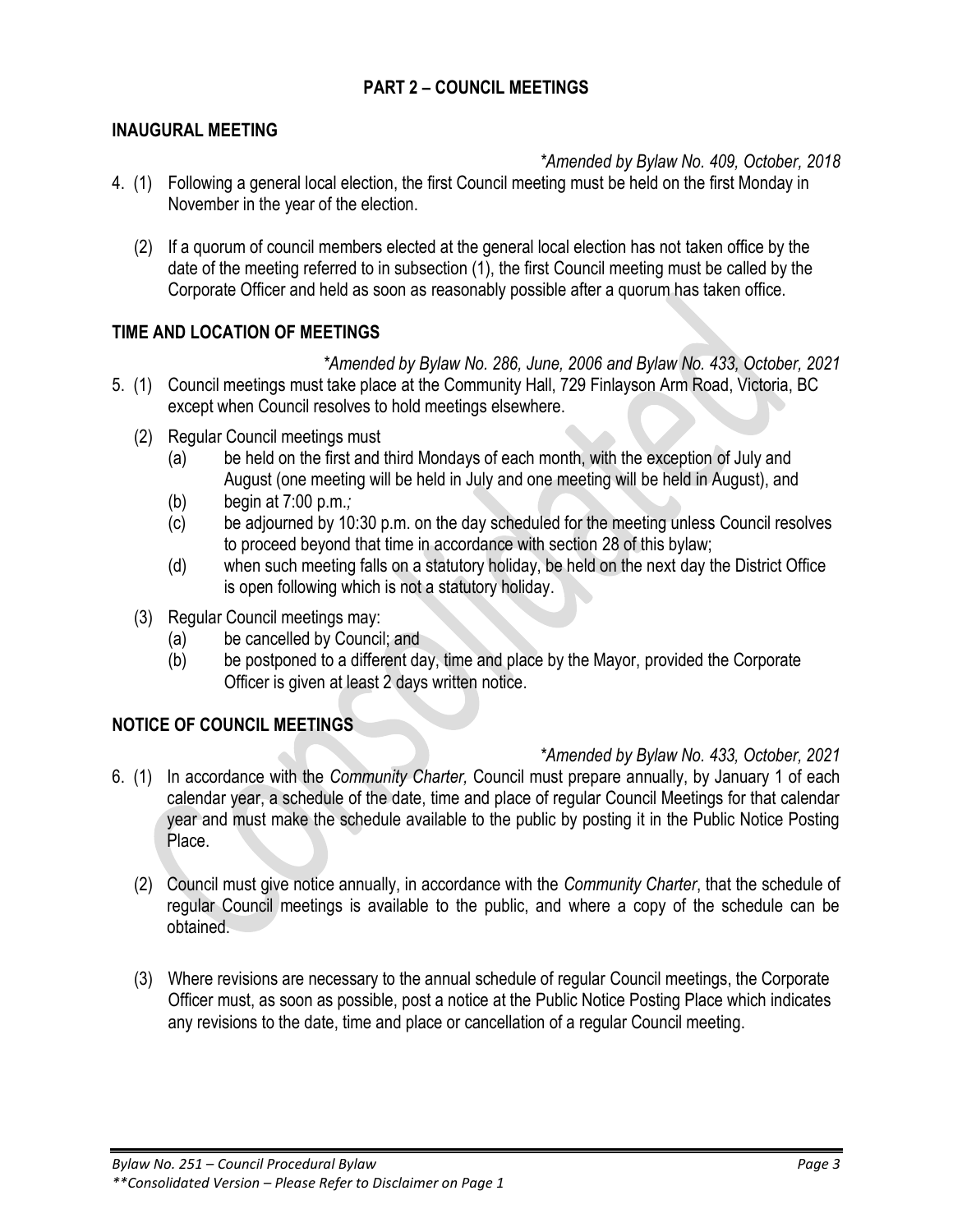## PART 2 – COUNCIL MEETINGS

### INAUGURAL MEETING

*\*Amended by Bylaw No. 409, October, 2018*

4. (1) Following a general local election, the first Council meeting must be held on the first Monday in November in the year of the election.

   (2) If a quorum of council members elected at the general local election has not taken office by the date of the meeting referred to in subsection (1), the first Council meeting must be called by the Corporate Officer and held as soon as reasonably possible after a quorum has taken office.

### TIME AND LOCATION OF MEETINGS

*\*Amended by Bylaw No. 286, June, 2006 and Bylaw No. 433, October, 2021*

5. (1) Council meetings must take place at the Community Hall, 729 Finlayson Arm Road, Victoria, BC except when Council resolves to hold meetings elsewhere.

   (2) Regular Council meetings must
      (a) be held on the first and third Mondays of each month, with the exception of July and August (one meeting will be held in July and one meeting will be held in August), and
      (b) begin at 7:00 p.m.*;*
      (c) be adjourned by 10:30 p.m. on the day scheduled for the meeting unless Council resolves to proceed beyond that time in accordance with section 28 of this bylaw;
      (d) when such meeting falls on a statutory holiday, be held on the next day the District Office is open following which is not a statutory holiday.

   (3) Regular Council meetings may:
      (a) be cancelled by Council; and
      (b) be postponed to a different day, time and place by the Mayor, provided the Corporate Officer is given at least 2 days written notice.

### NOTICE OF COUNCIL MEETINGS

*\*Amended by Bylaw No. 433, October, 2021*

6. (1) In accordance with the *Community Charter,* Council must prepare annually, by January 1 of each calendar year, a schedule of the date, time and place of regular Council Meetings for that calendar year and must make the schedule available to the public by posting it in the Public Notice Posting Place.

   (2) Council must give notice annually, in accordance with the *Community Charter*, that the schedule of regular Council meetings is available to the public, and where a copy of the schedule can be obtained.

   (3) Where revisions are necessary to the annual schedule of regular Council meetings, the Corporate Officer must, as soon as possible, post a notice at the Public Notice Posting Place which indicates any revisions to the date, time and place or cancellation of a regular Council meeting.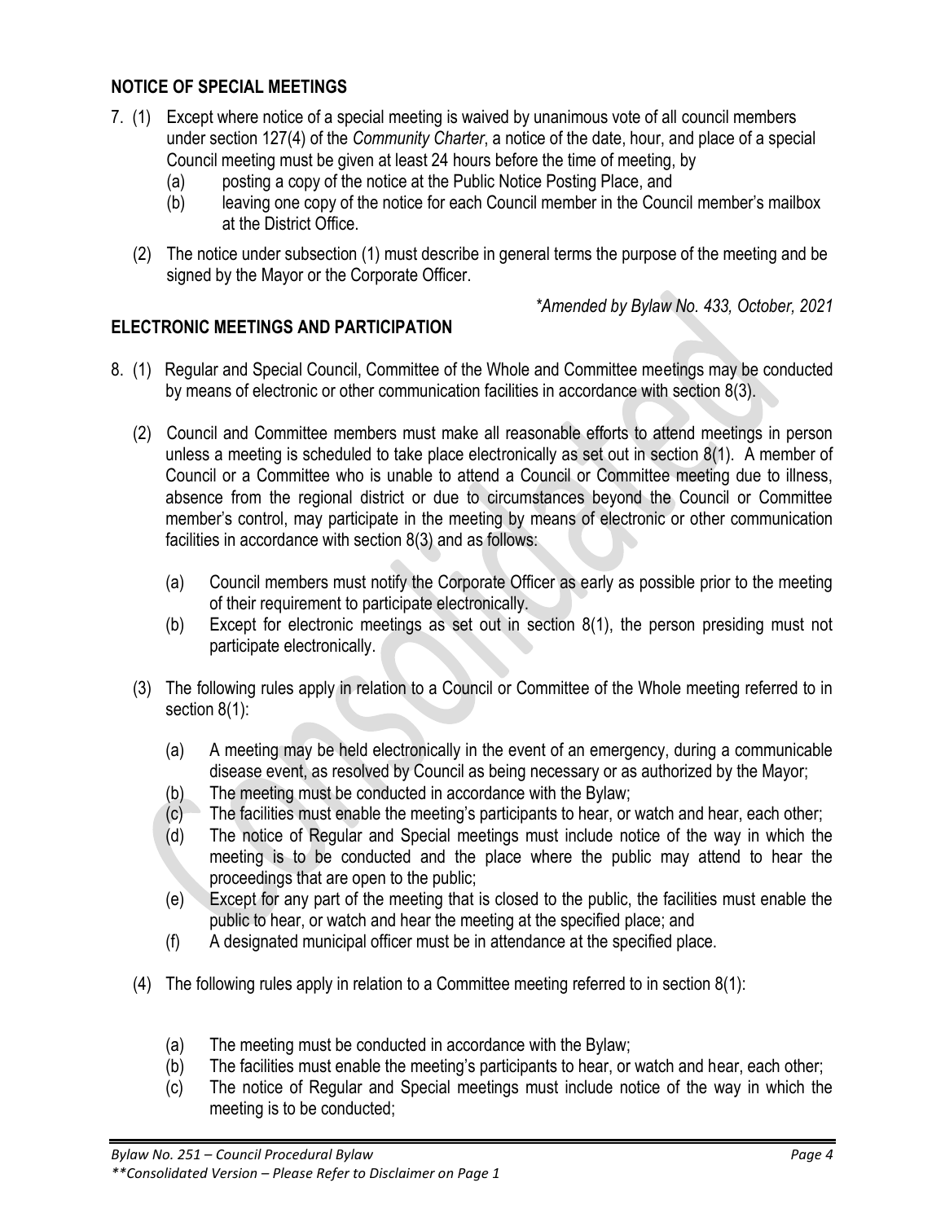## NOTICE OF SPECIAL MEETINGS

7. (1) Except where notice of a special meeting is waived by unanimous vote of all council members under section 127(4) of the *Community Charter*, a notice of the date, hour, and place of a special Council meeting must be given at least 24 hours before the time of meeting, by
   - (a) posting a copy of the notice at the Public Notice Posting Place, and
   - (b) leaving one copy of the notice for each Council member in the Council member's mailbox at the District Office.

   (2) The notice under subsection (1) must describe in general terms the purpose of the meeting and be signed by the Mayor or the Corporate Officer.

*\*Amended by Bylaw No. 433, October, 2021*

## ELECTRONIC MEETINGS AND PARTICIPATION

8. (1) Regular and Special Council, Committee of the Whole and Committee meetings may be conducted by means of electronic or other communication facilities in accordance with section 8(3).

   (2) Council and Committee members must make all reasonable efforts to attend meetings in person unless a meeting is scheduled to take place electronically as set out in section 8(1). A member of Council or a Committee who is unable to attend a Council or Committee meeting due to illness, absence from the regional district or due to circumstances beyond the Council or Committee member's control, may participate in the meeting by means of electronic or other communication facilities in accordance with section 8(3) and as follows:

   - (a) Council members must notify the Corporate Officer as early as possible prior to the meeting of their requirement to participate electronically.
   - (b) Except for electronic meetings as set out in section 8(1), the person presiding must not participate electronically.

   (3) The following rules apply in relation to a Council or Committee of the Whole meeting referred to in section 8(1):

   - (a) A meeting may be held electronically in the event of an emergency, during a communicable disease event, as resolved by Council as being necessary or as authorized by the Mayor;
   - (b) The meeting must be conducted in accordance with the Bylaw;
   - (c) The facilities must enable the meeting's participants to hear, or watch and hear, each other;
   - (d) The notice of Regular and Special meetings must include notice of the way in which the meeting is to be conducted and the place where the public may attend to hear the proceedings that are open to the public;
   - (e) Except for any part of the meeting that is closed to the public, the facilities must enable the public to hear, or watch and hear the meeting at the specified place; and
   - (f) A designated municipal officer must be in attendance at the specified place.

   (4) The following rules apply in relation to a Committee meeting referred to in section 8(1):

   - (a) The meeting must be conducted in accordance with the Bylaw;
   - (b) The facilities must enable the meeting's participants to hear, or watch and hear, each other;
   - (c) The notice of Regular and Special meetings must include notice of the way in which the meeting is to be conducted;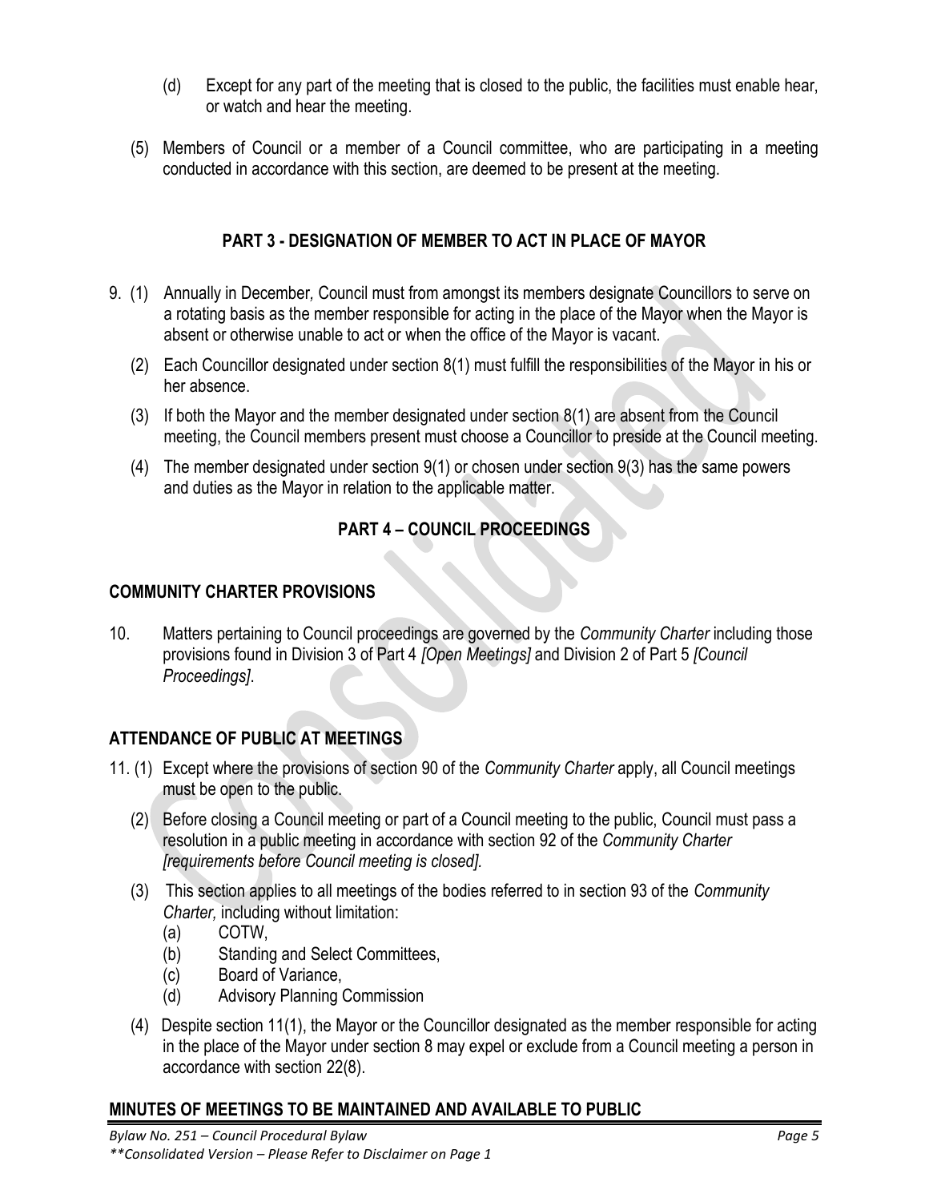(d) Except for any part of the meeting that is closed to the public, the facilities must enable hear, or watch and hear the meeting.

(5) Members of Council or a member of a Council committee, who are participating in a meeting conducted in accordance with this section, are deemed to be present at the meeting.

## PART 3 - DESIGNATION OF MEMBER TO ACT IN PLACE OF MAYOR

9. (1) Annually in December, Council must from amongst its members designate Councillors to serve on a rotating basis as the member responsible for acting in the place of the Mayor when the Mayor is absent or otherwise unable to act or when the office of the Mayor is vacant.

   (2) Each Councillor designated under section 8(1) must fulfill the responsibilities of the Mayor in his or her absence.

   (3) If both the Mayor and the member designated under section 8(1) are absent from the Council meeting, the Council members present must choose a Councillor to preside at the Council meeting.

   (4) The member designated under section 9(1) or chosen under section 9(3) has the same powers and duties as the Mayor in relation to the applicable matter.

## PART 4 – COUNCIL PROCEEDINGS

### COMMUNITY CHARTER PROVISIONS

10. Matters pertaining to Council proceedings are governed by the *Community Charter* including those provisions found in Division 3 of Part 4 *[Open Meetings]* and Division 2 of Part 5 *[Council Proceedings]*.

### ATTENDANCE OF PUBLIC AT MEETINGS

11. (1) Except where the provisions of section 90 of the *Community Charter* apply, all Council meetings must be open to the public.

    (2) Before closing a Council meeting or part of a Council meeting to the public, Council must pass a resolution in a public meeting in accordance with section 92 of the *Community Charter [requirements before Council meeting is closed].*

    (3) This section applies to all meetings of the bodies referred to in section 93 of the *Community Charter,* including without limitation:
    (a) COTW,
    (b) Standing and Select Committees,
    (c) Board of Variance,
    (d) Advisory Planning Commission

    (4) Despite section 11(1), the Mayor or the Councillor designated as the member responsible for acting in the place of the Mayor under section 8 may expel or exclude from a Council meeting a person in accordance with section 22(8).

### MINUTES OF MEETINGS TO BE MAINTAINED AND AVAILABLE TO PUBLIC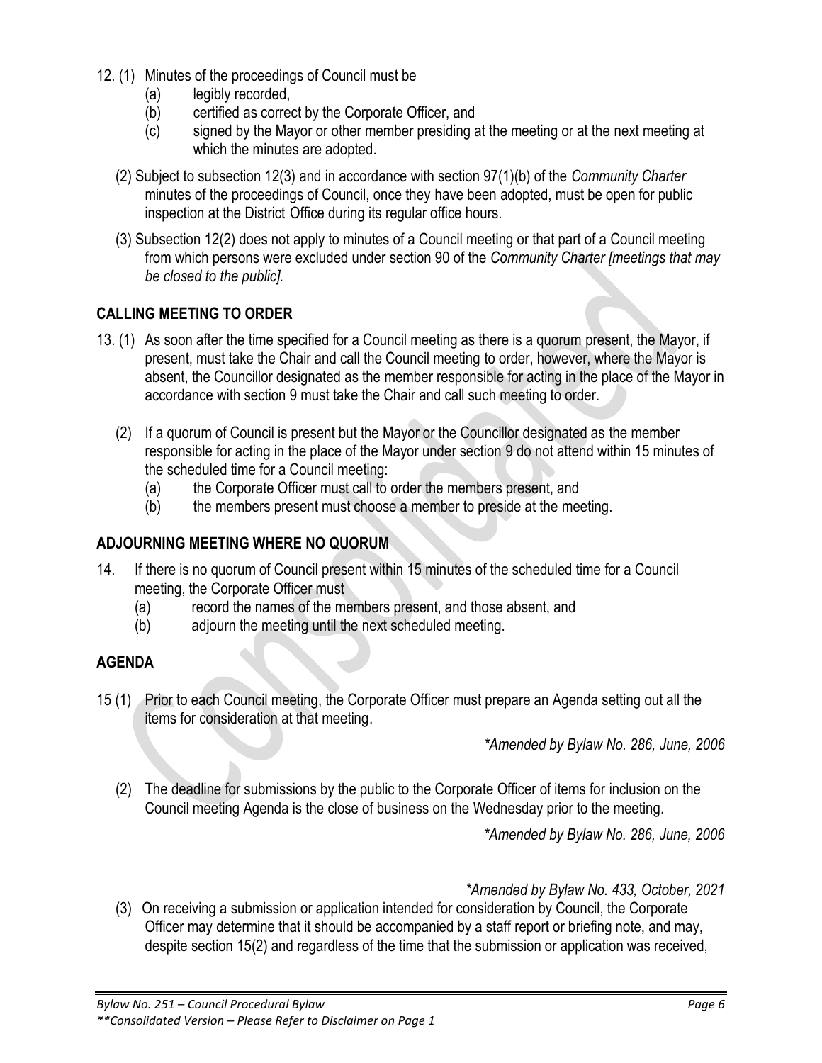12. (1) Minutes of the proceedings of Council must be

   (a) legibly recorded,

   (b) certified as correct by the Corporate Officer, and

   (c) signed by the Mayor or other member presiding at the meeting or at the next meeting at which the minutes are adopted.

   (2) Subject to subsection 12(3) and in accordance with section 97(1)(b) of the *Community Charter* minutes of the proceedings of Council, once they have been adopted, must be open for public inspection at the District Office during its regular office hours.

   (3) Subsection 12(2) does not apply to minutes of a Council meeting or that part of a Council meeting from which persons were excluded under section 90 of the *Community Charter [meetings that may be closed to the public]*.

## CALLING MEETING TO ORDER

13. (1) As soon after the time specified for a Council meeting as there is a quorum present, the Mayor, if present, must take the Chair and call the Council meeting to order, however, where the Mayor is absent, the Councillor designated as the member responsible for acting in the place of the Mayor in accordance with section 9 must take the Chair and call such meeting to order.

   (2) If a quorum of Council is present but the Mayor or the Councillor designated as the member responsible for acting in the place of the Mayor under section 9 do not attend within 15 minutes of the scheduled time for a Council meeting:

   (a) the Corporate Officer must call to order the members present, and

   (b) the members present must choose a member to preside at the meeting.

## ADJOURNING MEETING WHERE NO QUORUM

14. If there is no quorum of Council present within 15 minutes of the scheduled time for a Council meeting, the Corporate Officer must

   (a) record the names of the members present, and those absent, and

   (b) adjourn the meeting until the next scheduled meeting.

## AGENDA

15 (1) Prior to each Council meeting, the Corporate Officer must prepare an Agenda setting out all the items for consideration at that meeting.

*\*Amended by Bylaw No. 286, June, 2006*

   (2) The deadline for submissions by the public to the Corporate Officer of items for inclusion on the Council meeting Agenda is the close of business on the Wednesday prior to the meeting.

*\*Amended by Bylaw No. 286, June, 2006*

*\*Amended by Bylaw No. 433, October, 2021*

   (3) On receiving a submission or application intended for consideration by Council, the Corporate Officer may determine that it should be accompanied by a staff report or briefing note, and may, despite section 15(2) and regardless of the time that the submission or application was received,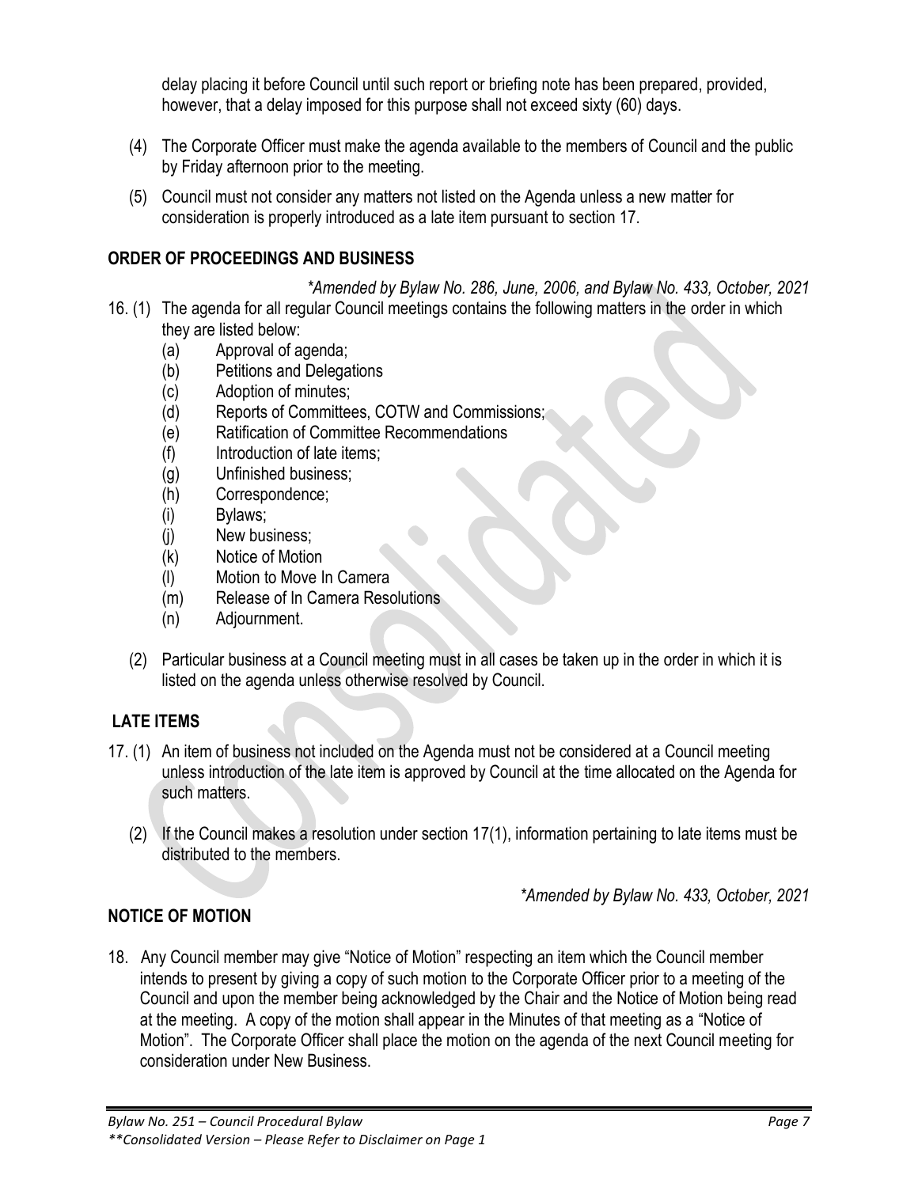delay placing it before Council until such report or briefing note has been prepared, provided, however, that a delay imposed for this purpose shall not exceed sixty (60) days.

(4) The Corporate Officer must make the agenda available to the members of Council and the public by Friday afternoon prior to the meeting.

(5) Council must not consider any matters not listed on the Agenda unless a new matter for consideration is properly introduced as a late item pursuant to section 17.

## ORDER OF PROCEEDINGS AND BUSINESS

*\*Amended by Bylaw No. 286, June, 2006, and Bylaw No. 433, October, 2021*

16. (1) The agenda for all regular Council meetings contains the following matters in the order in which they are listed below:
    - (a) Approval of agenda;
    - (b) Petitions and Delegations
    - (c) Adoption of minutes;
    - (d) Reports of Committees, COTW and Commissions;
    - (e) Ratification of Committee Recommendations
    - (f) Introduction of late items;
    - (g) Unfinished business;
    - (h) Correspondence;
    - (i) Bylaws;
    - (j) New business;
    - (k) Notice of Motion
    - (l) Motion to Move In Camera
    - (m) Release of In Camera Resolutions
    - (n) Adjournment.

    (2) Particular business at a Council meeting must in all cases be taken up in the order in which it is listed on the agenda unless otherwise resolved by Council.

## LATE ITEMS

17. (1) An item of business not included on the Agenda must not be considered at a Council meeting unless introduction of the late item is approved by Council at the time allocated on the Agenda for such matters.

    (2) If the Council makes a resolution under section 17(1), information pertaining to late items must be distributed to the members.

*\*Amended by Bylaw No. 433, October, 2021*

## NOTICE OF MOTION

18. Any Council member may give "Notice of Motion" respecting an item which the Council member intends to present by giving a copy of such motion to the Corporate Officer prior to a meeting of the Council and upon the member being acknowledged by the Chair and the Notice of Motion being read at the meeting. A copy of the motion shall appear in the Minutes of that meeting as a "Notice of Motion". The Corporate Officer shall place the motion on the agenda of the next Council meeting for consideration under New Business.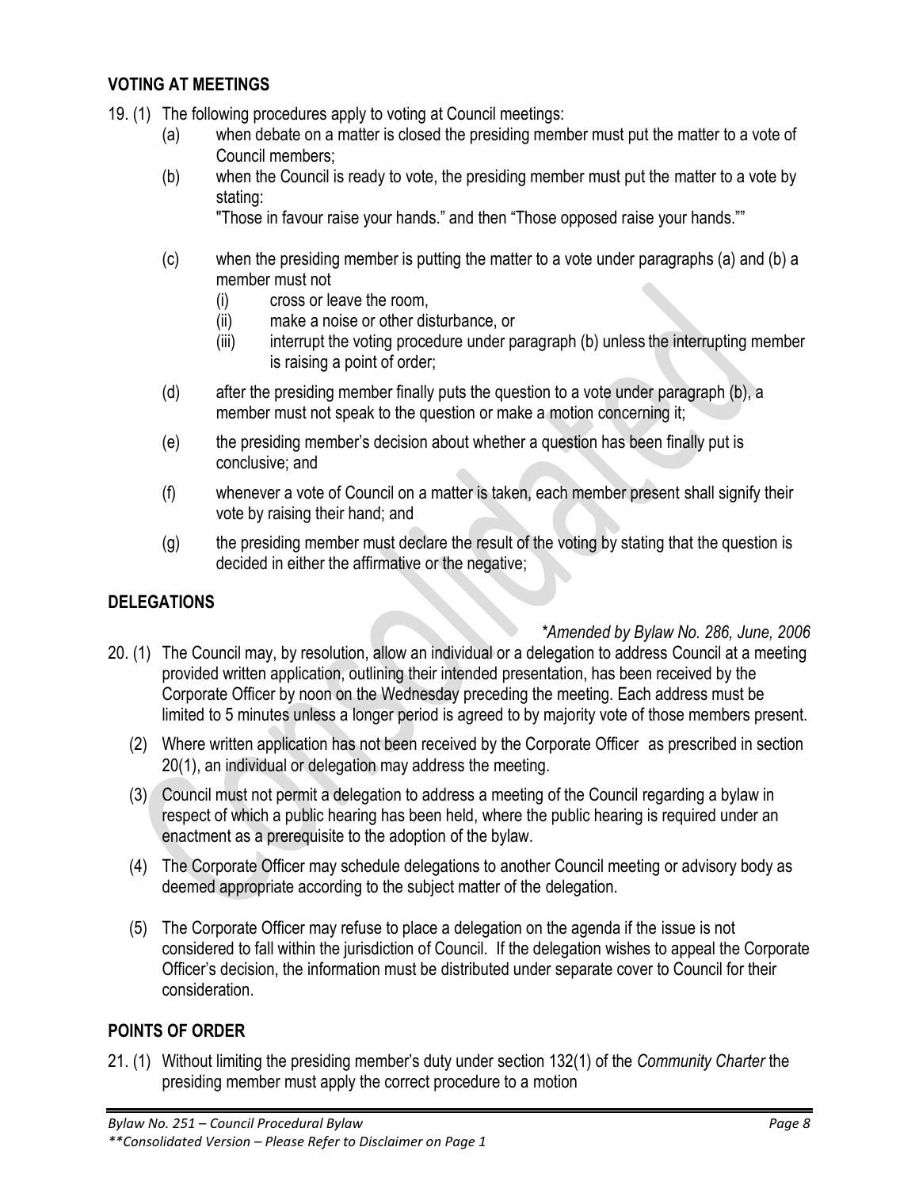## VOTING AT MEETINGS

19. (1) The following procedures apply to voting at Council meetings:
    - (a) when debate on a matter is closed the presiding member must put the matter to a vote of Council members;
    - (b) when the Council is ready to vote, the presiding member must put the matter to a vote by stating:
      "Those in favour raise your hands." and then "Those opposed raise your hands.""
    - (c) when the presiding member is putting the matter to a vote under paragraphs (a) and (b) a member must not
      - (i) cross or leave the room,
      - (ii) make a noise or other disturbance, or
      - (iii) interrupt the voting procedure under paragraph (b) unless the interrupting member is raising a point of order;
    - (d) after the presiding member finally puts the question to a vote under paragraph (b), a member must not speak to the question or make a motion concerning it;
    - (e) the presiding member's decision about whether a question has been finally put is conclusive; and
    - (f) whenever a vote of Council on a matter is taken, each member present shall signify their vote by raising their hand; and
    - (g) the presiding member must declare the result of the voting by stating that the question is decided in either the affirmative or the negative;

## DELEGATIONS

*\*Amended by Bylaw No. 286, June, 2006*

20. (1) The Council may, by resolution, allow an individual or a delegation to address Council at a meeting provided written application, outlining their intended presentation, has been received by the Corporate Officer by noon on the Wednesday preceding the meeting. Each address must be limited to 5 minutes unless a longer period is agreed to by majority vote of those members present.

    (2) Where written application has not been received by the Corporate Officer as prescribed in section 20(1), an individual or delegation may address the meeting.

    (3) Council must not permit a delegation to address a meeting of the Council regarding a bylaw in respect of which a public hearing has been held, where the public hearing is required under an enactment as a prerequisite to the adoption of the bylaw.

    (4) The Corporate Officer may schedule delegations to another Council meeting or advisory body as deemed appropriate according to the subject matter of the delegation.

    (5) The Corporate Officer may refuse to place a delegation on the agenda if the issue is not considered to fall within the jurisdiction of Council. If the delegation wishes to appeal the Corporate Officer's decision, the information must be distributed under separate cover to Council for their consideration.

## POINTS OF ORDER

21. (1) Without limiting the presiding member's duty under section 132(1) of the *Community Charter* the presiding member must apply the correct procedure to a motion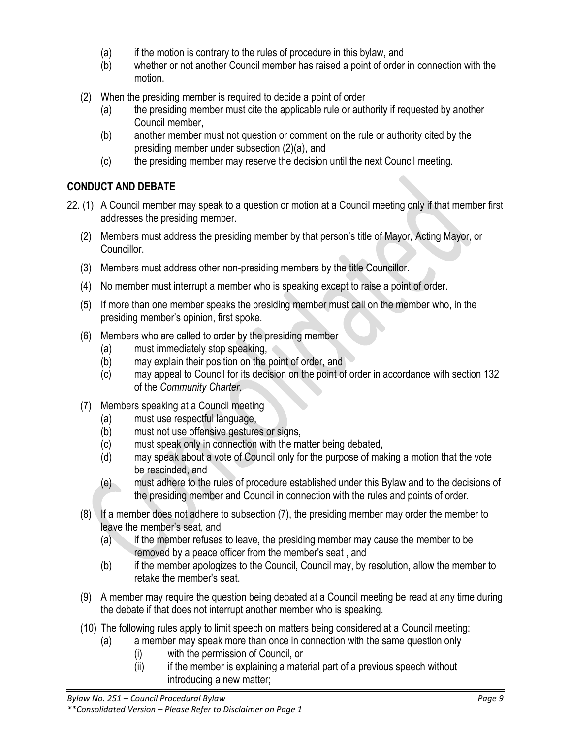(a) if the motion is contrary to the rules of procedure in this bylaw, and
(b) whether or not another Council member has raised a point of order in connection with the motion.

(2) When the presiding member is required to decide a point of order
(a) the presiding member must cite the applicable rule or authority if requested by another Council member,
(b) another member must not question or comment on the rule or authority cited by the presiding member under subsection (2)(a), and
(c) the presiding member may reserve the decision until the next Council meeting.

## CONDUCT AND DEBATE

22. (1) A Council member may speak to a question or motion at a Council meeting only if that member first addresses the presiding member.

(2) Members must address the presiding member by that person's title of Mayor, Acting Mayor, or Councillor.

(3) Members must address other non-presiding members by the title Councillor.

(4) No member must interrupt a member who is speaking except to raise a point of order.

(5) If more than one member speaks the presiding member must call on the member who, in the presiding member's opinion, first spoke.

(6) Members who are called to order by the presiding member
(a) must immediately stop speaking,
(b) may explain their position on the point of order, and
(c) may appeal to Council for its decision on the point of order in accordance with section 132 of the *Community Charter*.

(7) Members speaking at a Council meeting
(a) must use respectful language,
(b) must not use offensive gestures or signs,
(c) must speak only in connection with the matter being debated,
(d) may speak about a vote of Council only for the purpose of making a motion that the vote be rescinded, and
(e) must adhere to the rules of procedure established under this Bylaw and to the decisions of the presiding member and Council in connection with the rules and points of order.

(8) If a member does not adhere to subsection (7), the presiding member may order the member to leave the member's seat, and
(a) if the member refuses to leave, the presiding member may cause the member to be removed by a peace officer from the member's seat , and
(b) if the member apologizes to the Council, Council may, by resolution, allow the member to retake the member's seat.

(9) A member may require the question being debated at a Council meeting be read at any time during the debate if that does not interrupt another member who is speaking.

(10) The following rules apply to limit speech on matters being considered at a Council meeting:
(a) a member may speak more than once in connection with the same question only
(i) with the permission of Council, or
(ii) if the member is explaining a material part of a previous speech without introducing a new matter;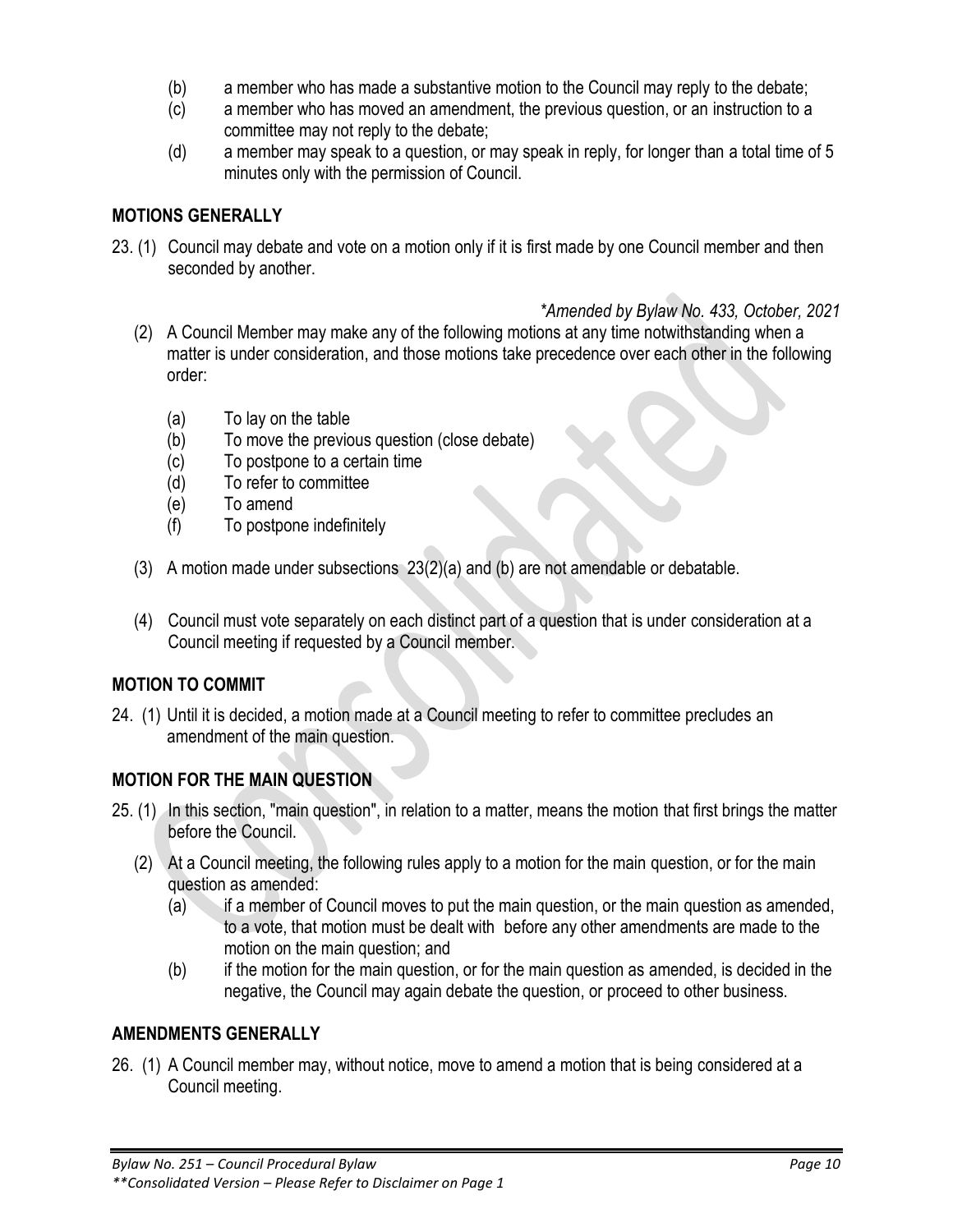(b) a member who has made a substantive motion to the Council may reply to the debate;

(c) a member who has moved an amendment, the previous question, or an instruction to a committee may not reply to the debate;

(d) a member may speak to a question, or may speak in reply, for longer than a total time of 5 minutes only with the permission of Council.

## MOTIONS GENERALLY

23. (1) Council may debate and vote on a motion only if it is first made by one Council member and then seconded by another.

*\*Amended by Bylaw No. 433, October, 2021*

(2) A Council Member may make any of the following motions at any time notwithstanding when a matter is under consideration, and those motions take precedence over each other in the following order:

(a) To lay on the table

(b) To move the previous question (close debate)

(c) To postpone to a certain time

(d) To refer to committee

(e) To amend

(f) To postpone indefinitely

(3) A motion made under subsections 23(2)(a) and (b) are not amendable or debatable.

(4) Council must vote separately on each distinct part of a question that is under consideration at a Council meeting if requested by a Council member.

## MOTION TO COMMIT

24. (1) Until it is decided, a motion made at a Council meeting to refer to committee precludes an amendment of the main question.

## MOTION FOR THE MAIN QUESTION

25. (1) In this section, "main question", in relation to a matter, means the motion that first brings the matter before the Council.

(2) At a Council meeting, the following rules apply to a motion for the main question, or for the main question as amended:

(a) if a member of Council moves to put the main question, or the main question as amended, to a vote, that motion must be dealt with before any other amendments are made to the motion on the main question; and

(b) if the motion for the main question, or for the main question as amended, is decided in the negative, the Council may again debate the question, or proceed to other business.

## AMENDMENTS GENERALLY

26. (1) A Council member may, without notice, move to amend a motion that is being considered at a Council meeting.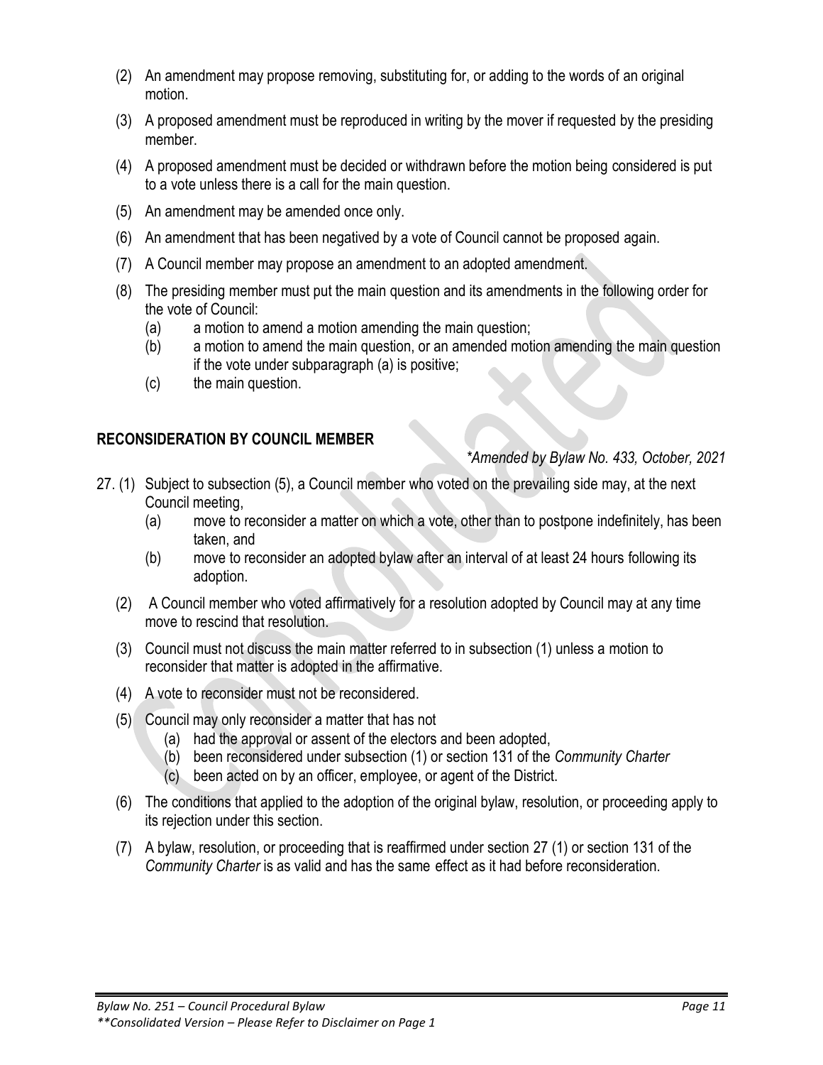(2) An amendment may propose removing, substituting for, or adding to the words of an original motion.

(3) A proposed amendment must be reproduced in writing by the mover if requested by the presiding member.

(4) A proposed amendment must be decided or withdrawn before the motion being considered is put to a vote unless there is a call for the main question.

(5) An amendment may be amended once only.

(6) An amendment that has been negatived by a vote of Council cannot be proposed again.

(7) A Council member may propose an amendment to an adopted amendment.

(8) The presiding member must put the main question and its amendments in the following order for the vote of Council:

   (a) a motion to amend a motion amending the main question;

   (b) a motion to amend the main question, or an amended motion amending the main question if the vote under subparagraph (a) is positive;

   (c) the main question.

## RECONSIDERATION BY COUNCIL MEMBER

*\*Amended by Bylaw No. 433, October, 2021*

27. (1) Subject to subsection (5), a Council member who voted on the prevailing side may, at the next Council meeting,

   (a) move to reconsider a matter on which a vote, other than to postpone indefinitely, has been taken, and

   (b) move to reconsider an adopted bylaw after an interval of at least 24 hours following its adoption.

(2) A Council member who voted affirmatively for a resolution adopted by Council may at any time move to rescind that resolution.

(3) Council must not discuss the main matter referred to in subsection (1) unless a motion to reconsider that matter is adopted in the affirmative.

(4) A vote to reconsider must not be reconsidered.

(5) Council may only reconsider a matter that has not

   (a) had the approval or assent of the electors and been adopted,

   (b) been reconsidered under subsection (1) or section 131 of the *Community Charter*

   (c) been acted on by an officer, employee, or agent of the District.

(6) The conditions that applied to the adoption of the original bylaw, resolution, or proceeding apply to its rejection under this section.

(7) A bylaw, resolution, or proceeding that is reaffirmed under section 27 (1) or section 131 of the *Community Charter* is as valid and has the same effect as it had before reconsideration.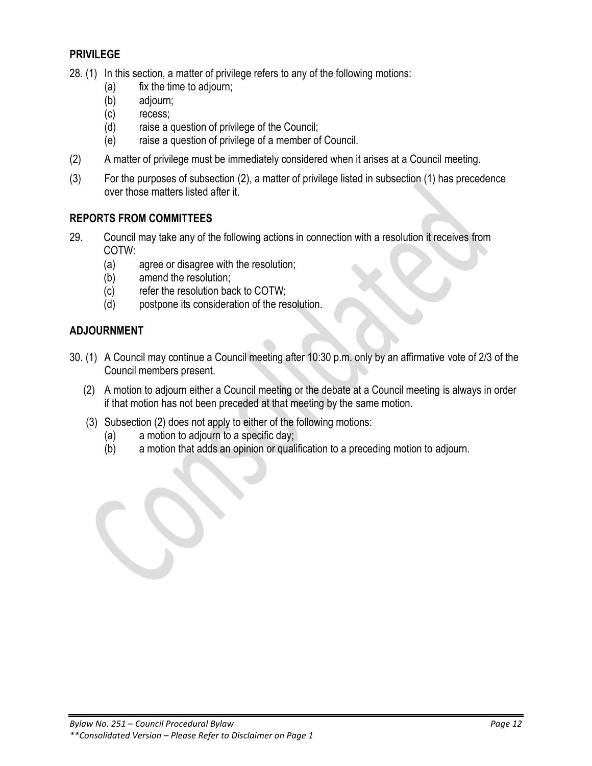## PRIVILEGE

28. (1) In this section, a matter of privilege refers to any of the following motions:
    - (a) fix the time to adjourn;
    - (b) adjourn;
    - (c) recess;
    - (d) raise a question of privilege of the Council;
    - (e) raise a question of privilege of a member of Council.

(2) A matter of privilege must be immediately considered when it arises at a Council meeting.

(3) For the purposes of subsection (2), a matter of privilege listed in subsection (1) has precedence over those matters listed after it.

## REPORTS FROM COMMITTEES

29. Council may take any of the following actions in connection with a resolution it receives from COTW:
    - (a) agree or disagree with the resolution;
    - (b) amend the resolution;
    - (c) refer the resolution back to COTW;
    - (d) postpone its consideration of the resolution.

## ADJOURNMENT

30. (1) A Council may continue a Council meeting after 10:30 p.m. only by an affirmative vote of 2/3 of the Council members present.

(2) A motion to adjourn either a Council meeting or the debate at a Council meeting is always in order if that motion has not been preceded at that meeting by the same motion.

(3) Subsection (2) does not apply to either of the following motions:
    - (a) a motion to adjourn to a specific day;
    - (b) a motion that adds an opinion or qualification to a preceding motion to adjourn.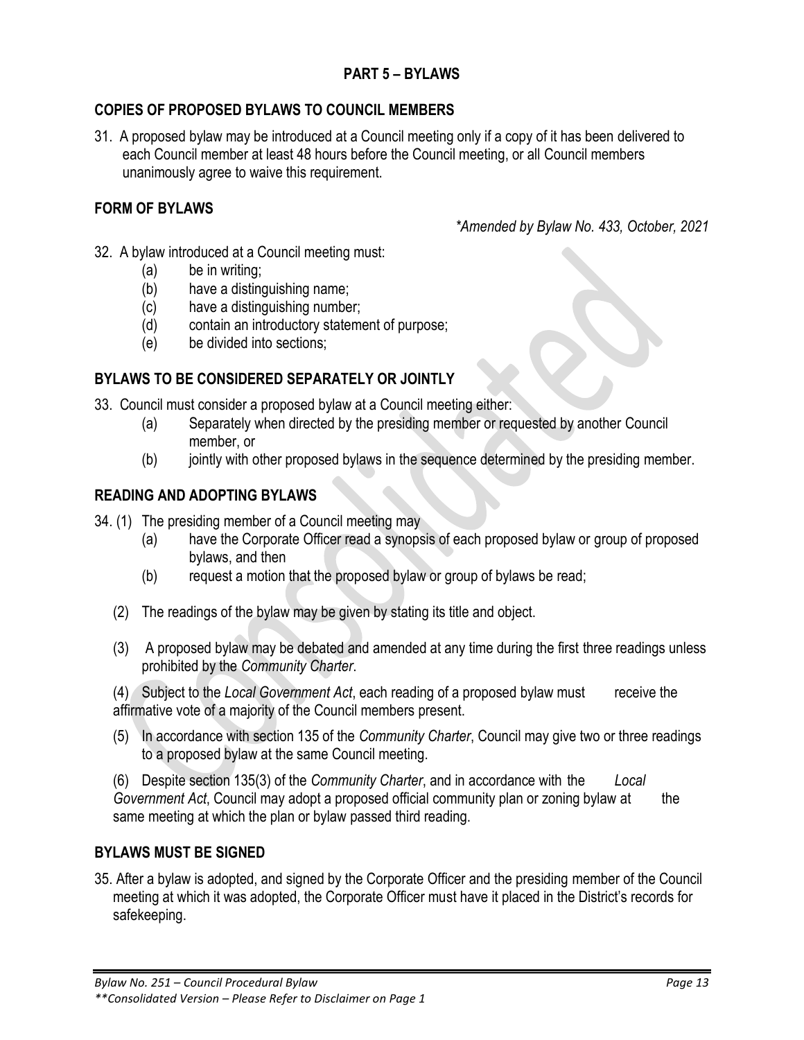## PART 5 – BYLAWS

### COPIES OF PROPOSED BYLAWS TO COUNCIL MEMBERS

31. A proposed bylaw may be introduced at a Council meeting only if a copy of it has been delivered to each Council member at least 48 hours before the Council meeting, or all Council members unanimously agree to waive this requirement.

### FORM OF BYLAWS

*\*Amended by Bylaw No. 433, October, 2021*

32. A bylaw introduced at a Council meeting must:
    - (a) be in writing;
    - (b) have a distinguishing name;
    - (c) have a distinguishing number;
    - (d) contain an introductory statement of purpose;
    - (e) be divided into sections;

### BYLAWS TO BE CONSIDERED SEPARATELY OR JOINTLY

33. Council must consider a proposed bylaw at a Council meeting either:
    - (a) Separately when directed by the presiding member or requested by another Council member, or
    - (b) jointly with other proposed bylaws in the sequence determined by the presiding member.

### READING AND ADOPTING BYLAWS

34. (1) The presiding member of a Council meeting may
    - (a) have the Corporate Officer read a synopsis of each proposed bylaw or group of proposed bylaws, and then
    - (b) request a motion that the proposed bylaw or group of bylaws be read;

    (2) The readings of the bylaw may be given by stating its title and object.

    (3) A proposed bylaw may be debated and amended at any time during the first three readings unless prohibited by the *Community Charter*.

    (4) Subject to the *Local Government Act*, each reading of a proposed bylaw must receive the affirmative vote of a majority of the Council members present.

    (5) In accordance with section 135 of the *Community Charter*, Council may give two or three readings to a proposed bylaw at the same Council meeting.

    (6) Despite section 135(3) of the *Community Charter*, and in accordance with the *Local Government Act*, Council may adopt a proposed official community plan or zoning bylaw at the same meeting at which the plan or bylaw passed third reading.

### BYLAWS MUST BE SIGNED

35. After a bylaw is adopted, and signed by the Corporate Officer and the presiding member of the Council meeting at which it was adopted, the Corporate Officer must have it placed in the District's records for safekeeping.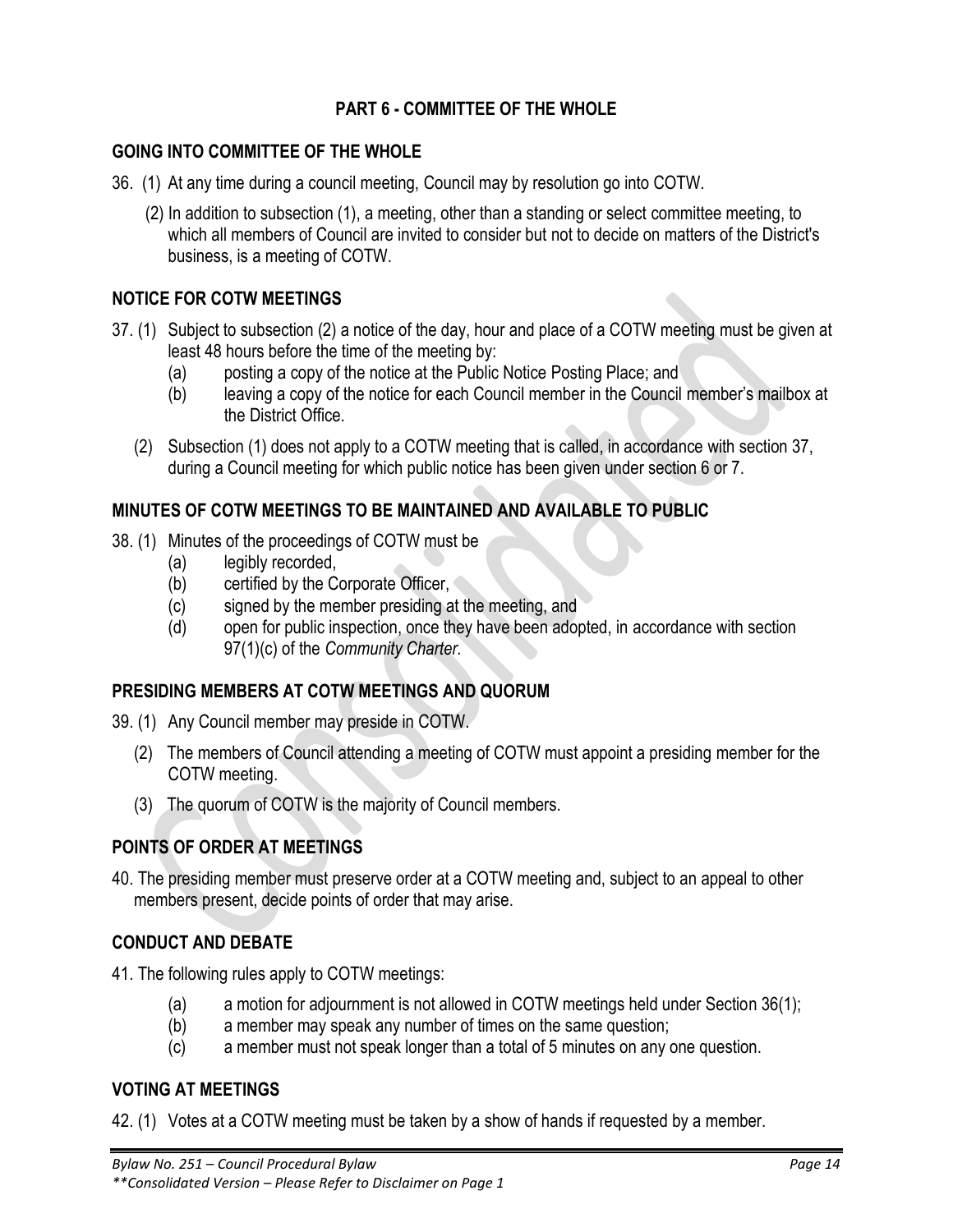## PART 6 - COMMITTEE OF THE WHOLE

### GOING INTO COMMITTEE OF THE WHOLE

36. (1) At any time during a council meeting, Council may by resolution go into COTW.

(2) In addition to subsection (1), a meeting, other than a standing or select committee meeting, to which all members of Council are invited to consider but not to decide on matters of the District's business, is a meeting of COTW.

### NOTICE FOR COTW MEETINGS

37. (1) Subject to subsection (2) a notice of the day, hour and place of a COTW meeting must be given at least 48 hours before the time of the meeting by:

  (a) posting a copy of the notice at the Public Notice Posting Place; and
  (b) leaving a copy of the notice for each Council member in the Council member's mailbox at the District Office.

(2) Subsection (1) does not apply to a COTW meeting that is called, in accordance with section 37, during a Council meeting for which public notice has been given under section 6 or 7.

### MINUTES OF COTW MEETINGS TO BE MAINTAINED AND AVAILABLE TO PUBLIC

38. (1) Minutes of the proceedings of COTW must be

  (a) legibly recorded,
  (b) certified by the Corporate Officer,
  (c) signed by the member presiding at the meeting, and
  (d) open for public inspection, once they have been adopted, in accordance with section 97(1)(c) of the *Community Charter.*

### PRESIDING MEMBERS AT COTW MEETINGS AND QUORUM

39. (1) Any Council member may preside in COTW.

(2) The members of Council attending a meeting of COTW must appoint a presiding member for the COTW meeting.

(3) The quorum of COTW is the majority of Council members.

### POINTS OF ORDER AT MEETINGS

40. The presiding member must preserve order at a COTW meeting and, subject to an appeal to other members present, decide points of order that may arise.

### CONDUCT AND DEBATE

41. The following rules apply to COTW meetings:

  (a) a motion for adjournment is not allowed in COTW meetings held under Section 36(1);
  (b) a member may speak any number of times on the same question;
  (c) a member must not speak longer than a total of 5 minutes on any one question.

### VOTING AT MEETINGS

42. (1) Votes at a COTW meeting must be taken by a show of hands if requested by a member.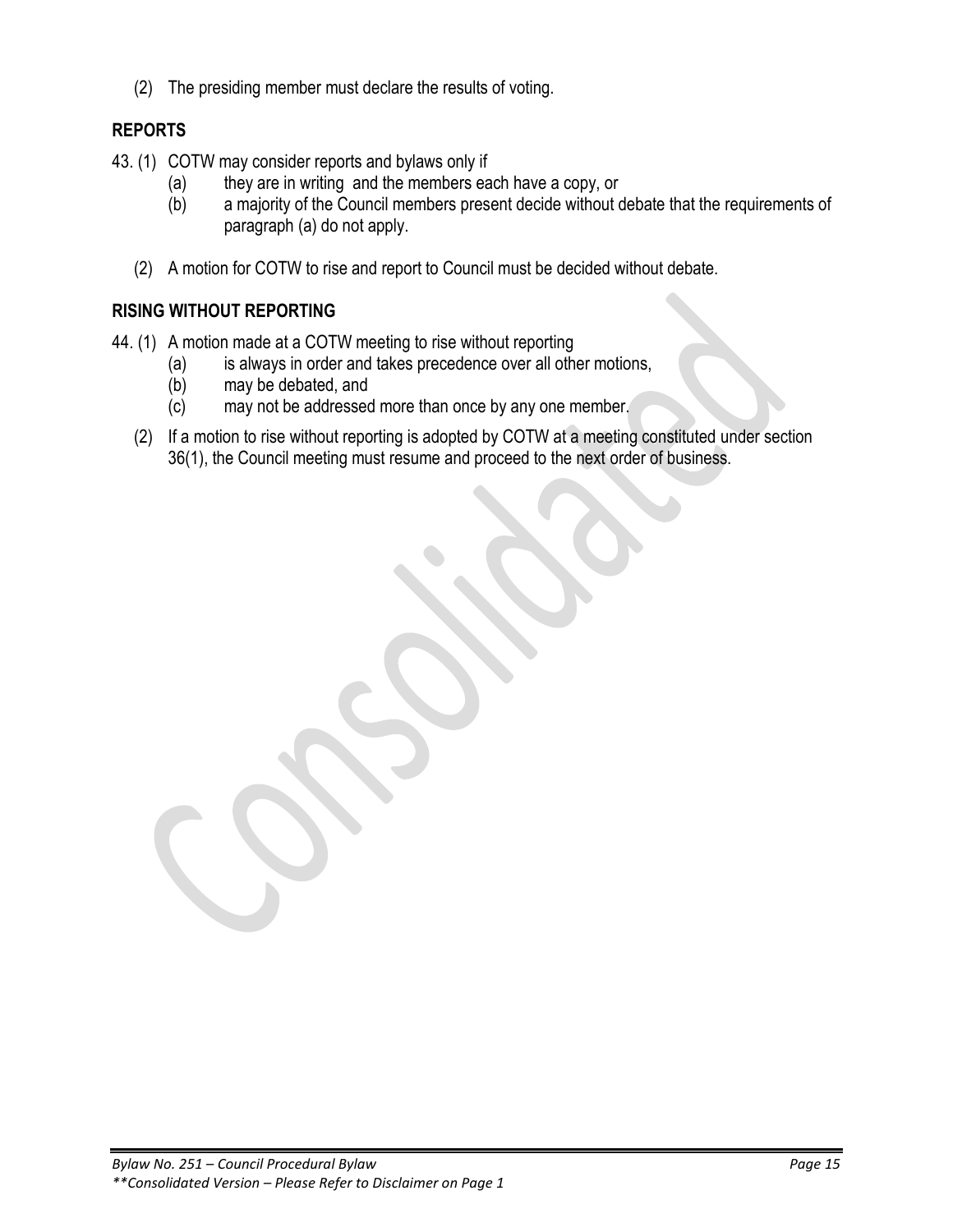(2) The presiding member must declare the results of voting.

## REPORTS

43. (1) COTW may consider reports and bylaws only if
    - (a) they are in writing and the members each have a copy, or
    - (b) a majority of the Council members present decide without debate that the requirements of paragraph (a) do not apply.

    (2) A motion for COTW to rise and report to Council must be decided without debate.

## RISING WITHOUT REPORTING

44. (1) A motion made at a COTW meeting to rise without reporting
    - (a) is always in order and takes precedence over all other motions,
    - (b) may be debated, and
    - (c) may not be addressed more than once by any one member.

    (2) If a motion to rise without reporting is adopted by COTW at a meeting constituted under section 36(1), the Council meeting must resume and proceed to the next order of business.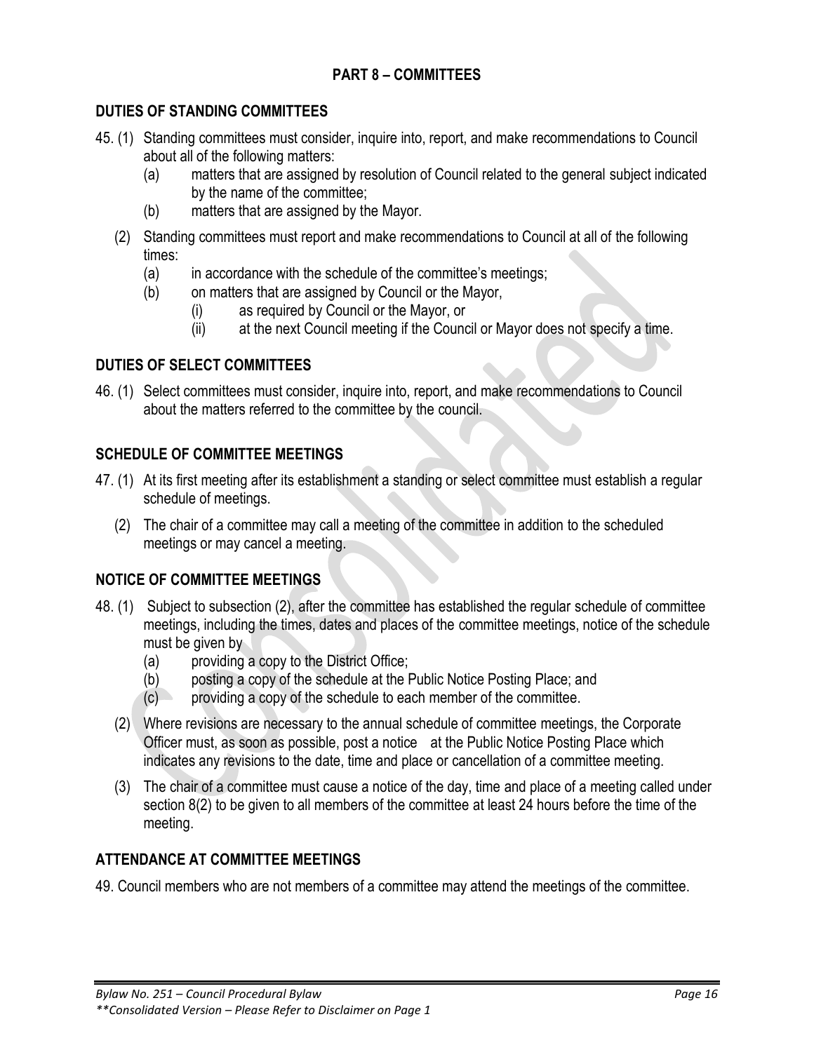## PART 8 – COMMITTEES

### DUTIES OF STANDING COMMITTEES

45. (1) Standing committees must consider, inquire into, report, and make recommendations to Council about all of the following matters:
    - (a) matters that are assigned by resolution of Council related to the general subject indicated by the name of the committee;
    - (b) matters that are assigned by the Mayor.

    (2) Standing committees must report and make recommendations to Council at all of the following times:
    - (a) in accordance with the schedule of the committee's meetings;
    - (b) on matters that are assigned by Council or the Mayor,
        - (i) as required by Council or the Mayor, or
        - (ii) at the next Council meeting if the Council or Mayor does not specify a time.

### DUTIES OF SELECT COMMITTEES

46. (1) Select committees must consider, inquire into, report, and make recommendations to Council about the matters referred to the committee by the council.

### SCHEDULE OF COMMITTEE MEETINGS

47. (1) At its first meeting after its establishment a standing or select committee must establish a regular schedule of meetings.

    (2) The chair of a committee may call a meeting of the committee in addition to the scheduled meetings or may cancel a meeting.

### NOTICE OF COMMITTEE MEETINGS

48. (1) Subject to subsection (2), after the committee has established the regular schedule of committee meetings, including the times, dates and places of the committee meetings, notice of the schedule must be given by
    - (a) providing a copy to the District Office;
    - (b) posting a copy of the schedule at the Public Notice Posting Place; and
    - (c) providing a copy of the schedule to each member of the committee.

    (2) Where revisions are necessary to the annual schedule of committee meetings, the Corporate Officer must, as soon as possible, post a notice at the Public Notice Posting Place which indicates any revisions to the date, time and place or cancellation of a committee meeting.

    (3) The chair of a committee must cause a notice of the day, time and place of a meeting called under section 8(2) to be given to all members of the committee at least 24 hours before the time of the meeting.

### ATTENDANCE AT COMMITTEE MEETINGS

49. Council members who are not members of a committee may attend the meetings of the committee.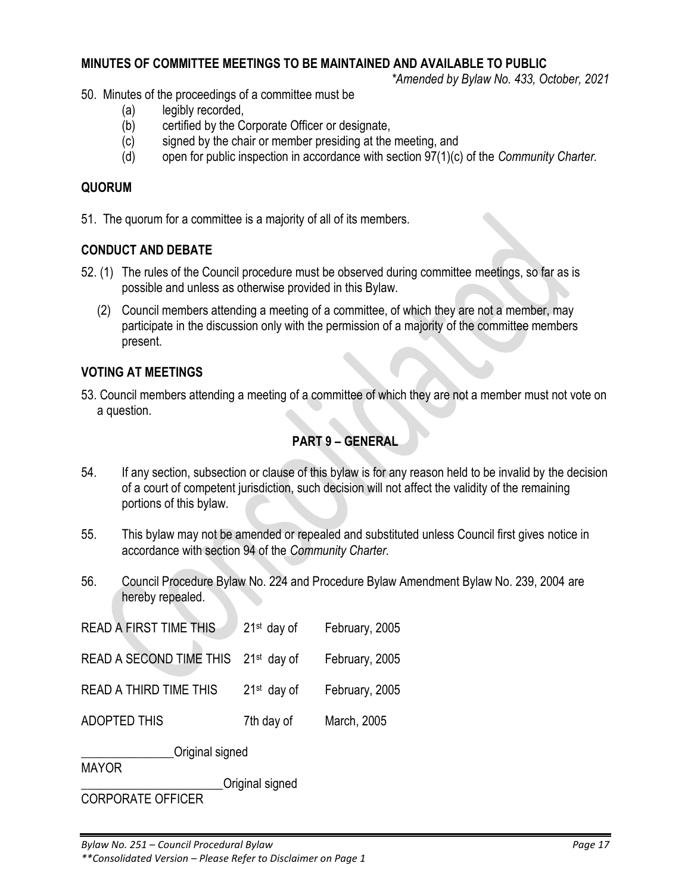**MINUTES OF COMMITTEE MEETINGS TO BE MAINTAINED AND AVAILABLE TO PUBLIC**

*\*Amended by Bylaw No. 433, October, 2021*

50. Minutes of the proceedings of a committee must be
    - (a) legibly recorded,
    - (b) certified by the Corporate Officer or designate,
    - (c) signed by the chair or member presiding at the meeting, and
    - (d) open for public inspection in accordance with section 97(1)(c) of the *Community Charter.*

**QUORUM**

51. The quorum for a committee is a majority of all of its members.

**CONDUCT AND DEBATE**

52. (1) The rules of the Council procedure must be observed during committee meetings, so far as is possible and unless as otherwise provided in this Bylaw.

    (2) Council members attending a meeting of a committee, of which they are not a member, may participate in the discussion only with the permission of a majority of the committee members present.

**VOTING AT MEETINGS**

53. Council members attending a meeting of a committee of which they are not a member must not vote on a question.

## PART 9 – GENERAL

54. If any section, subsection or clause of this bylaw is for any reason held to be invalid by the decision of a court of competent jurisdiction, such decision will not affect the validity of the remaining portions of this bylaw.

55. This bylaw may not be amended or repealed and substituted unless Council first gives notice in accordance with section 94 of the *Community Charter.*

56. Council Procedure Bylaw No. 224 and Procedure Bylaw Amendment Bylaw No. 239, 2004 are hereby repealed.

| | | |
|---|---|---|
| READ A FIRST TIME THIS | 21st day of | February, 2005 |
| READ A SECOND TIME THIS | 21st day of | February, 2005 |
| READ A THIRD TIME THIS | 21st day of | February, 2005 |
| ADOPTED THIS | 7th day of | March, 2005 |

_______________Original signed
MAYOR

_______________________Original signed
CORPORATE OFFICER